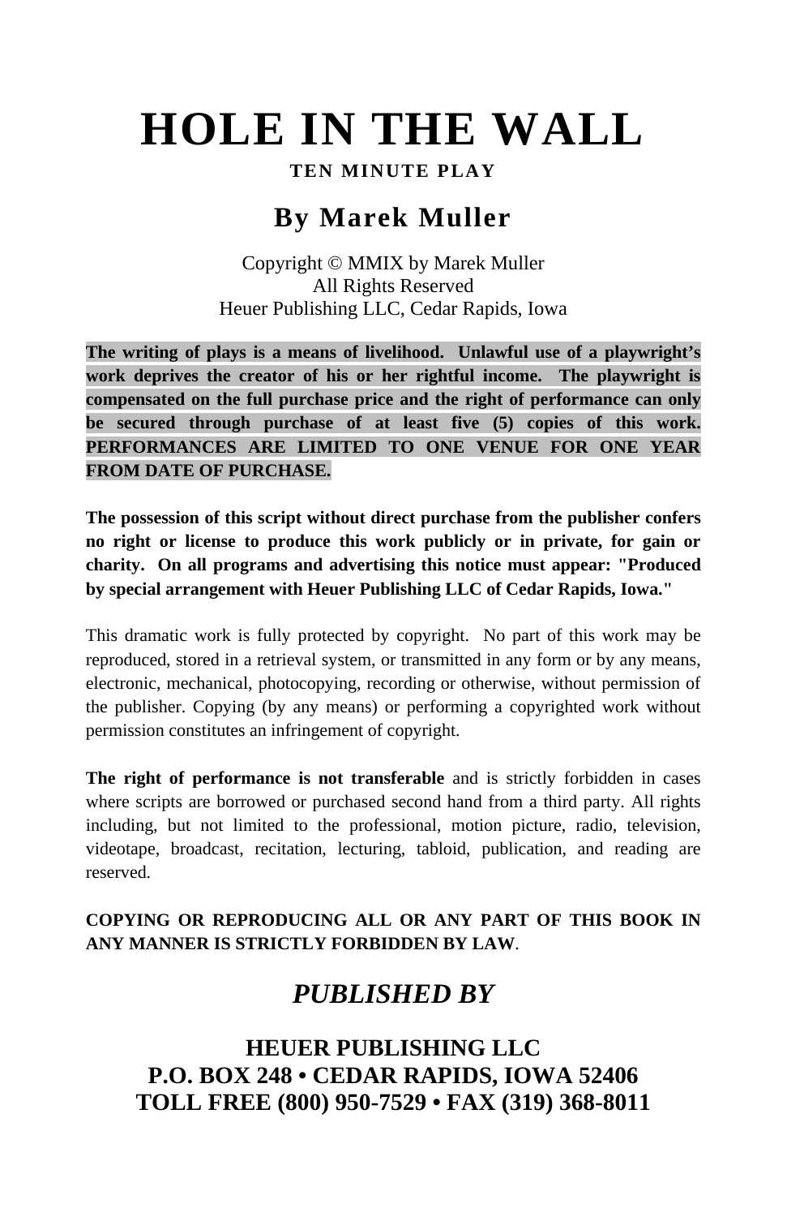# HOLE IN THE WALL

**TEN MINUTE PLAY**

## By Marek Muller

Copyright © MMIX by Marek Muller
All Rights Reserved
Heuer Publishing LLC, Cedar Rapids, Iowa

**The writing of plays is a means of livelihood. Unlawful use of a playwright's work deprives the creator of his or her rightful income. The playwright is compensated on the full purchase price and the right of performance can only be secured through purchase of at least five (5) copies of this work. PERFORMANCES ARE LIMITED TO ONE VENUE FOR ONE YEAR FROM DATE OF PURCHASE.**

**The possession of this script without direct purchase from the publisher confers no right or license to produce this work publicly or in private, for gain or charity. On all programs and advertising this notice must appear: "Produced by special arrangement with Heuer Publishing LLC of Cedar Rapids, Iowa."**

This dramatic work is fully protected by copyright. No part of this work may be reproduced, stored in a retrieval system, or transmitted in any form or by any means, electronic, mechanical, photocopying, recording or otherwise, without permission of the publisher. Copying (by any means) or performing a copyrighted work without permission constitutes an infringement of copyright.

**The right of performance is not transferable** and is strictly forbidden in cases where scripts are borrowed or purchased second hand from a third party. All rights including, but not limited to the professional, motion picture, radio, television, videotape, broadcast, recitation, lecturing, tabloid, publication, and reading are reserved.

**COPYING OR REPRODUCING ALL OR ANY PART OF THIS BOOK IN ANY MANNER IS STRICTLY FORBIDDEN BY LAW**.

## *PUBLISHED BY*

**HEUER PUBLISHING LLC**
**P.O. BOX 248 • CEDAR RAPIDS, IOWA 52406**
**TOLL FREE (800) 950-7529 • FAX (319) 368-8011**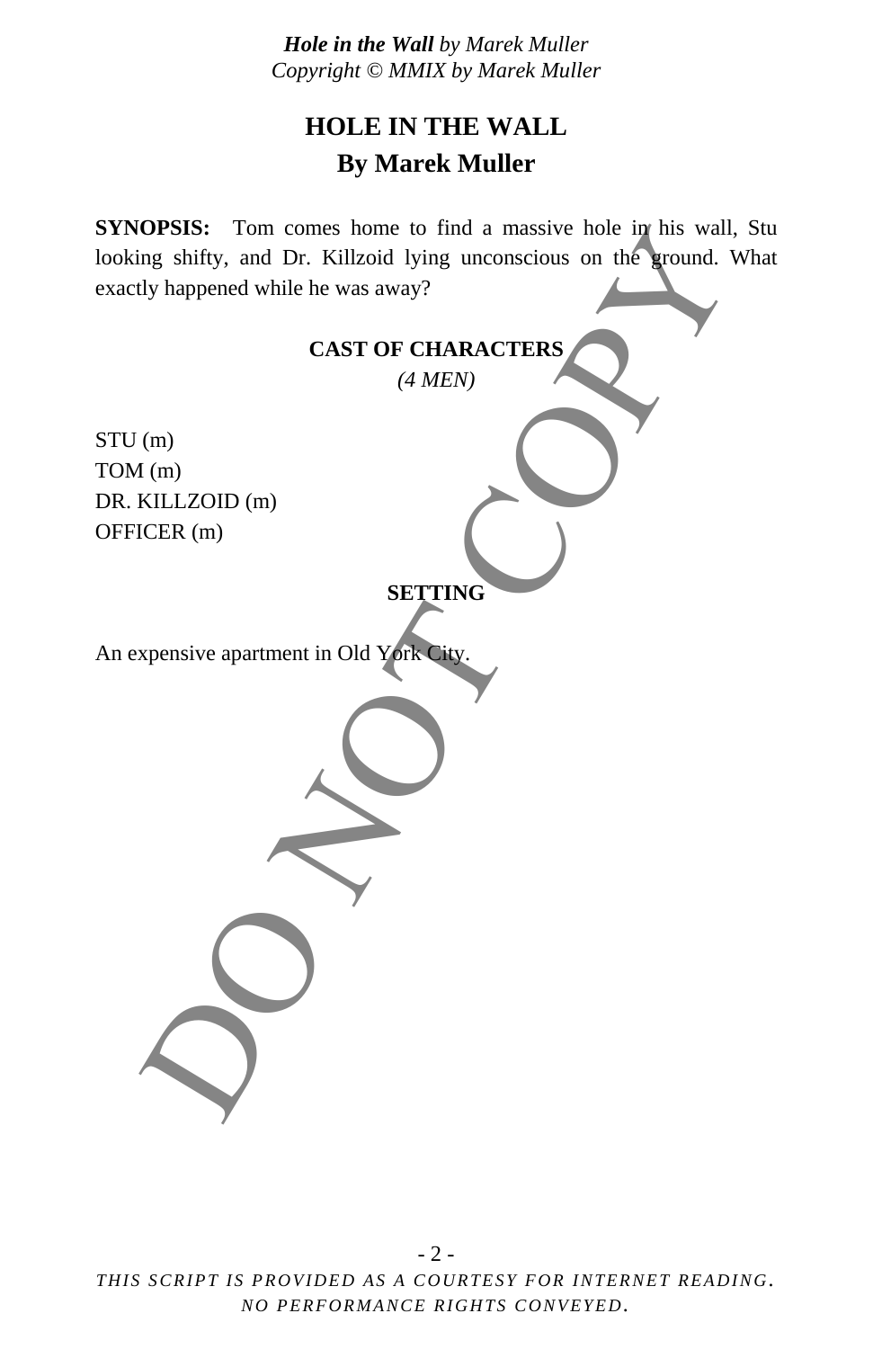# HOLE IN THE WALL
## By Marek Muller

**SYNOPSIS:** Tom comes home to find a massive hole in his wall, Stu looking shifty, and Dr. Killzoid lying unconscious on the ground. What exactly happened while he was away?

### CAST OF CHARACTERS
*(4 MEN)*

STU (m)
TOM (m)
DR. KILLZOID (m)
OFFICER (m)

### SETTING

An expensive apartment in Old York City.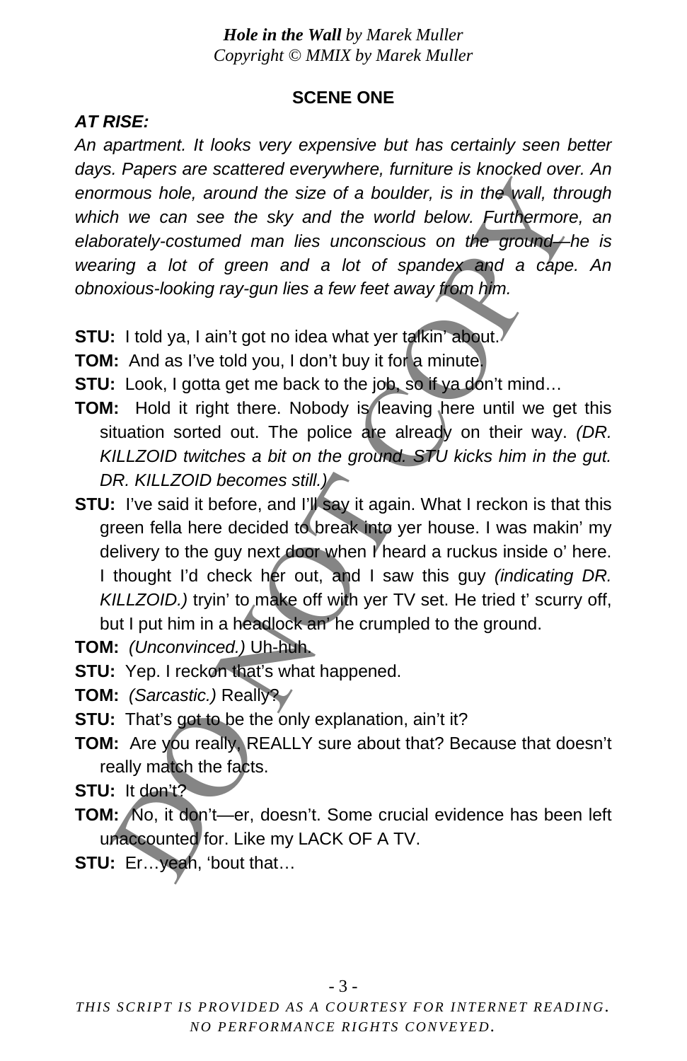*Hole in the Wall* by Marek Muller
*Copyright © MMIX by Marek Muller*

## SCENE ONE

***AT RISE:***

*An apartment. It looks very expensive but has certainly seen better days. Papers are scattered everywhere, furniture is knocked over. An enormous hole, around the size of a boulder, is in the wall, through which we can see the sky and the world below. Furthermore, an elaborately-costumed man lies unconscious on the ground—he is wearing a lot of green and a lot of spandex and a cape. An obnoxious-looking ray-gun lies a few feet away from him.*

**STU:** I told ya, I ain't got no idea what yer talkin' about.

**TOM:** And as I've told you, I don't buy it for a minute.

**STU:** Look, I gotta get me back to the job, so if ya don't mind…

**TOM:** Hold it right there. Nobody is leaving here until we get this situation sorted out. The police are already on their way. *(DR. KILLZOID twitches a bit on the ground. STU kicks him in the gut. DR. KILLZOID becomes still.)*

**STU:** I've said it before, and I'll say it again. What I reckon is that this green fella here decided to break into yer house. I was makin' my delivery to the guy next door when I heard a ruckus inside o' here. I thought I'd check her out, and I saw this guy *(indicating DR. KILLZOID.)* tryin' to make off with yer TV set. He tried t' scurry off, but I put him in a headlock an' he crumpled to the ground.

**TOM:** *(Unconvinced.)* Uh-huh.

**STU:** Yep. I reckon that's what happened.

**TOM:** *(Sarcastic.)* Really?

**STU:** That's got to be the only explanation, ain't it?

**TOM:** Are you really, REALLY sure about that? Because that doesn't really match the facts.

**STU:** It don't?

**TOM:** No, it don't—er, doesn't. Some crucial evidence has been left unaccounted for. Like my LACK OF A TV.

**STU:** Er…yeah, 'bout that…

THIS SCRIPT IS PROVIDED AS A COURTESY FOR INTERNET READING. NO PERFORMANCE RIGHTS CONVEYED.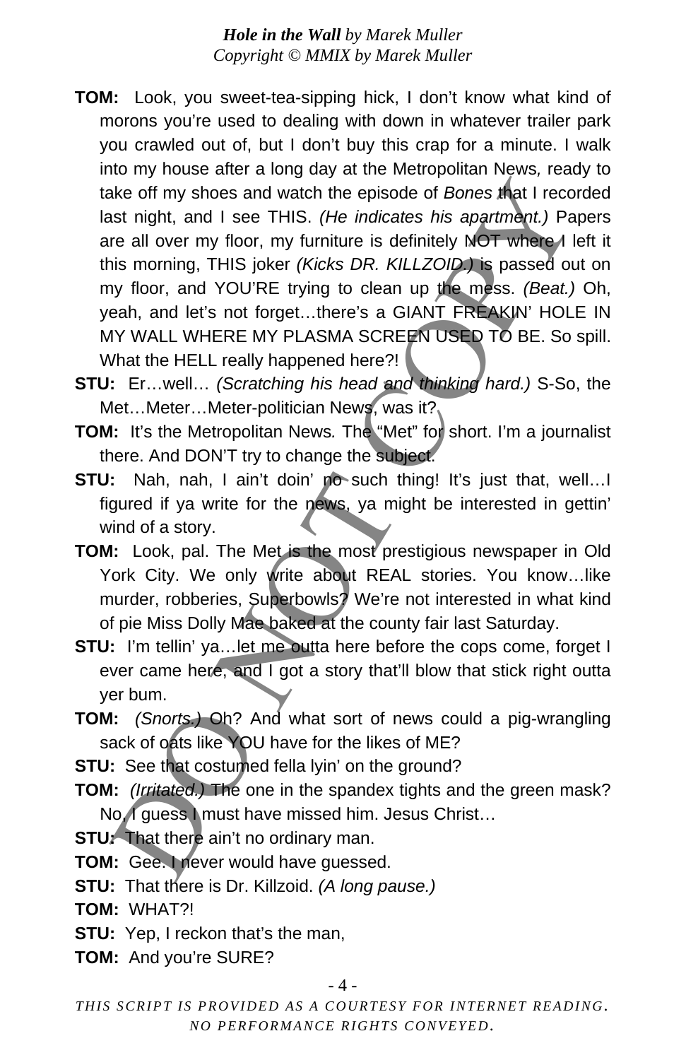**TOM:** Look, you sweet-tea-sipping hick, I don't know what kind of morons you're used to dealing with down in whatever trailer park you crawled out of, but I don't buy this crap for a minute. I walk into my house after a long day at the Metropolitan News, ready to take off my shoes and watch the episode of *Bones* that I recorded last night, and I see THIS. *(He indicates his apartment.)* Papers are all over my floor, my furniture is definitely NOT where I left it this morning, THIS joker *(Kicks DR. KILLZOID.)* is passed out on my floor, and YOU'RE trying to clean up the mess. *(Beat.)* Oh, yeah, and let's not forget…there's a GIANT FREAKIN' HOLE IN MY WALL WHERE MY PLASMA SCREEN USED TO BE. So spill. What the HELL really happened here?!

**STU:** Er…well… *(Scratching his head and thinking hard.)* S-So, the Met…Meter…Meter-politician News, was it?

**TOM:** It's the Metropolitan News. The "Met" for short. I'm a journalist there. And DON'T try to change the subject.

**STU:** Nah, nah, I ain't doin' no such thing! It's just that, well…I figured if ya write for the news, ya might be interested in gettin' wind of a story.

**TOM:** Look, pal. The Met is the most prestigious newspaper in Old York City. We only write about REAL stories. You know…like murder, robberies, Superbowls? We're not interested in what kind of pie Miss Dolly Mae baked at the county fair last Saturday.

**STU:** I'm tellin' ya…let me outta here before the cops come, forget I ever came here, and I got a story that'll blow that stick right outta yer bum.

**TOM:** *(Snorts.)* Oh? And what sort of news could a pig-wrangling sack of oats like YOU have for the likes of ME?

**STU:** See that costumed fella lyin' on the ground?

**TOM:** *(Irritated.)* The one in the spandex tights and the green mask? No, I guess I must have missed him. Jesus Christ…

**STU:** That there ain't no ordinary man.

**TOM:** Gee. I never would have guessed.

**STU:** That there is Dr. Killzoid. *(A long pause.)*

**TOM:** WHAT?!

**STU:** Yep, I reckon that's the man,

**TOM:** And you're SURE?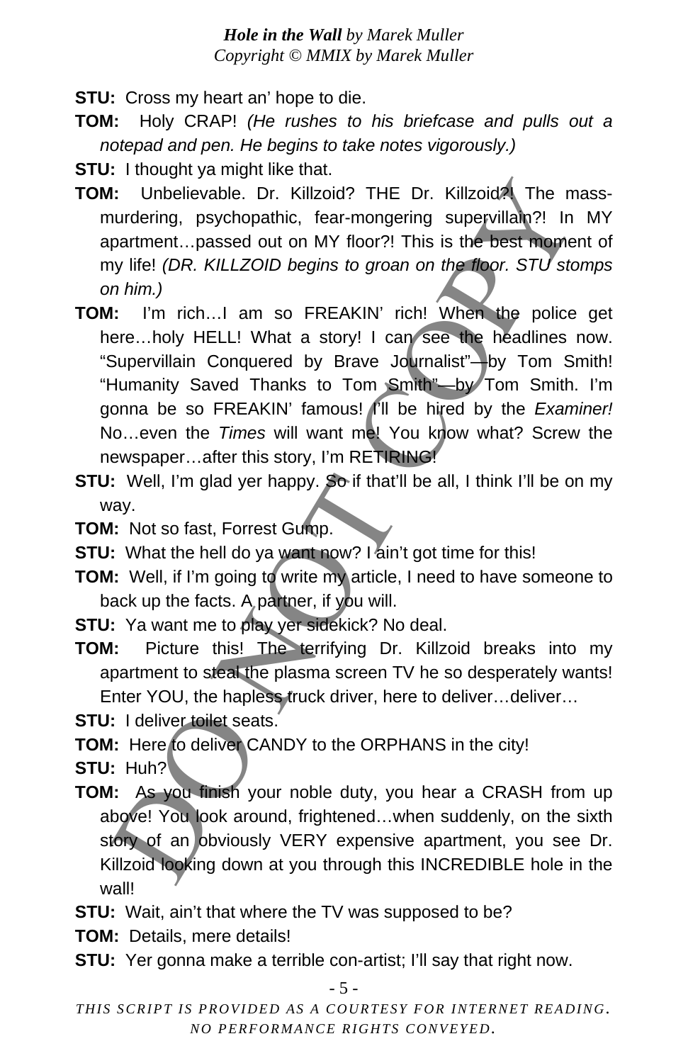**STU:** Cross my heart an' hope to die.

**TOM:** Holy CRAP! *(He rushes to his briefcase and pulls out a notepad and pen. He begins to take notes vigorously.)*

**STU:** I thought ya might like that.

**TOM:** Unbelievable. Dr. Killzoid? THE Dr. Killzoid?! The mass-murdering, psychopathic, fear-mongering supervillain?! In MY apartment…passed out on MY floor?! This is the best moment of my life! *(DR. KILLZOID begins to groan on the floor. STU stomps on him.)*

**TOM:** I'm rich…I am so FREAKIN' rich! When the police get here…holy HELL! What a story! I can see the headlines now. "Supervillain Conquered by Brave Journalist"—by Tom Smith! "Humanity Saved Thanks to Tom Smith"—by Tom Smith. I'm gonna be so FREAKIN' famous! I'll be hired by the *Examiner!* No…even the *Times* will want me! You know what? Screw the newspaper…after this story, I'm RETIRING!

**STU:** Well, I'm glad yer happy. So if that'll be all, I think I'll be on my way.

**TOM:** Not so fast, Forrest Gump.

**STU:** What the hell do ya want now? I ain't got time for this!

**TOM:** Well, if I'm going to write my article, I need to have someone to back up the facts. A partner, if you will.

**STU:** Ya want me to play yer sidekick? No deal.

**TOM:** Picture this! The terrifying Dr. Killzoid breaks into my apartment to steal the plasma screen TV he so desperately wants! Enter YOU, the hapless truck driver, here to deliver…deliver…

**STU:** I deliver toilet seats.

**TOM:** Here to deliver CANDY to the ORPHANS in the city!

**STU:** Huh?

**TOM:** As you finish your noble duty, you hear a CRASH from up above! You look around, frightened…when suddenly, on the sixth story of an obviously VERY expensive apartment, you see Dr. Killzoid looking down at you through this INCREDIBLE hole in the wall!

**STU:** Wait, ain't that where the TV was supposed to be?

**TOM:** Details, mere details!

**STU:** Yer gonna make a terrible con-artist; I'll say that right now.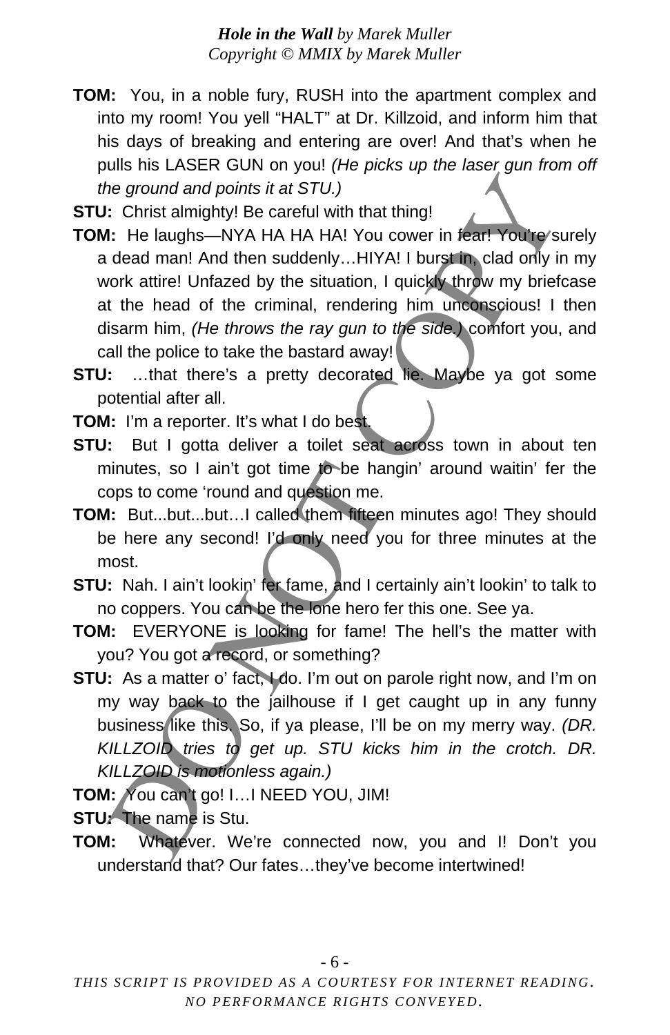**TOM:** You, in a noble fury, RUSH into the apartment complex and into my room! You yell "HALT" at Dr. Killzoid, and inform him that his days of breaking and entering are over! And that's when he pulls his LASER GUN on you! *(He picks up the laser gun from off the ground and points it at STU.)*

**STU:** Christ almighty! Be careful with that thing!

**TOM:** He laughs—NYA HA HA HA! You cower in fear! You're surely a dead man! And then suddenly…HIYA! I burst in, clad only in my work attire! Unfazed by the situation, I quickly throw my briefcase at the head of the criminal, rendering him unconscious! I then disarm him, *(He throws the ray gun to the side.)* comfort you, and call the police to take the bastard away!

**STU:** …that there's a pretty decorated lie. Maybe ya got some potential after all.

**TOM:** I'm a reporter. It's what I do best.

**STU:** But I gotta deliver a toilet seat across town in about ten minutes, so I ain't got time to be hangin' around waitin' fer the cops to come 'round and question me.

**TOM:** But...but...but…I called them fifteen minutes ago! They should be here any second! I'd only need you for three minutes at the most.

**STU:** Nah. I ain't lookin' fer fame, and I certainly ain't lookin' to talk to no coppers. You can be the lone hero fer this one. See ya.

**TOM:** EVERYONE is looking for fame! The hell's the matter with you? You got a record, or something?

**STU:** As a matter o' fact, I do. I'm out on parole right now, and I'm on my way back to the jailhouse if I get caught up in any funny business like this. So, if ya please, I'll be on my merry way. *(DR. KILLZOID tries to get up. STU kicks him in the crotch. DR. KILLZOID is motionless again.)*

**TOM:** You can't go! I…I NEED YOU, JIM!

**STU:** The name is Stu.

**TOM:** Whatever. We're connected now, you and I! Don't you understand that? Our fates…they've become intertwined!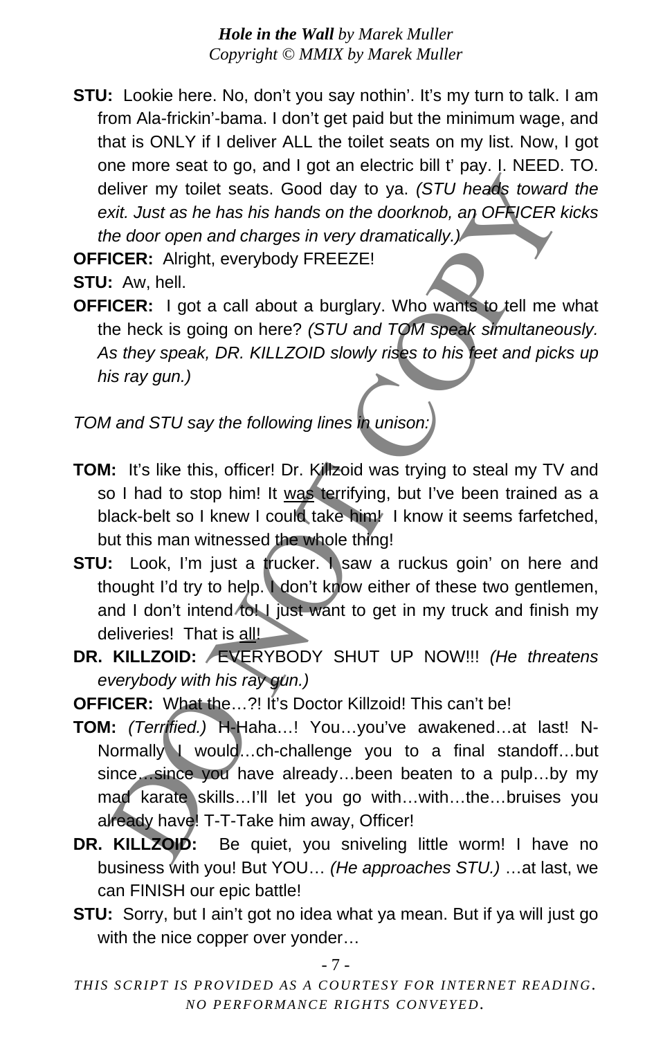**STU:** Lookie here. No, don't you say nothin'. It's my turn to talk. I am from Ala-frickin'-bama. I don't get paid but the minimum wage, and that is ONLY if I deliver ALL the toilet seats on my list. Now, I got one more seat to go, and I got an electric bill t' pay. I. NEED. TO. deliver my toilet seats. Good day to ya. *(STU heads toward the exit. Just as he has his hands on the doorknob, an OFFICER kicks the door open and charges in very dramatically.)*

**OFFICER:** Alright, everybody FREEZE!

**STU:** Aw, hell.

**OFFICER:** I got a call about a burglary. Who wants to tell me what the heck is going on here? *(STU and TOM speak simultaneously. As they speak, DR. KILLZOID slowly rises to his feet and picks up his ray gun.)*

*TOM and STU say the following lines in unison:*

**TOM:** It's like this, officer! Dr. Killzoid was trying to steal my TV and so I had to stop him! It was terrifying, but I've been trained as a black-belt so I knew I could take him! I know it seems farfetched, but this man witnessed the whole thing!

**STU:** Look, I'm just a trucker. I saw a ruckus goin' on here and thought I'd try to help. I don't know either of these two gentlemen, and I don't intend to! I just want to get in my truck and finish my deliveries! That is all!

**DR. KILLZOID:** EVERYBODY SHUT UP NOW!!! *(He threatens everybody with his ray gun.)*

**OFFICER:** What the…?! It's Doctor Killzoid! This can't be!

**TOM:** *(Terrified.)* H-Haha…! You…you've awakened…at last! N-Normally I would…ch-challenge you to a final standoff…but since…since you have already…been beaten to a pulp…by my mad karate skills…I'll let you go with…with…the…bruises you already have! T-T-Take him away, Officer!

**DR. KILLZOID:** Be quiet, you sniveling little worm! I have no business with you! But YOU… *(He approaches STU.)* …at last, we can FINISH our epic battle!

**STU:** Sorry, but I ain't got no idea what ya mean. But if ya will just go with the nice copper over yonder…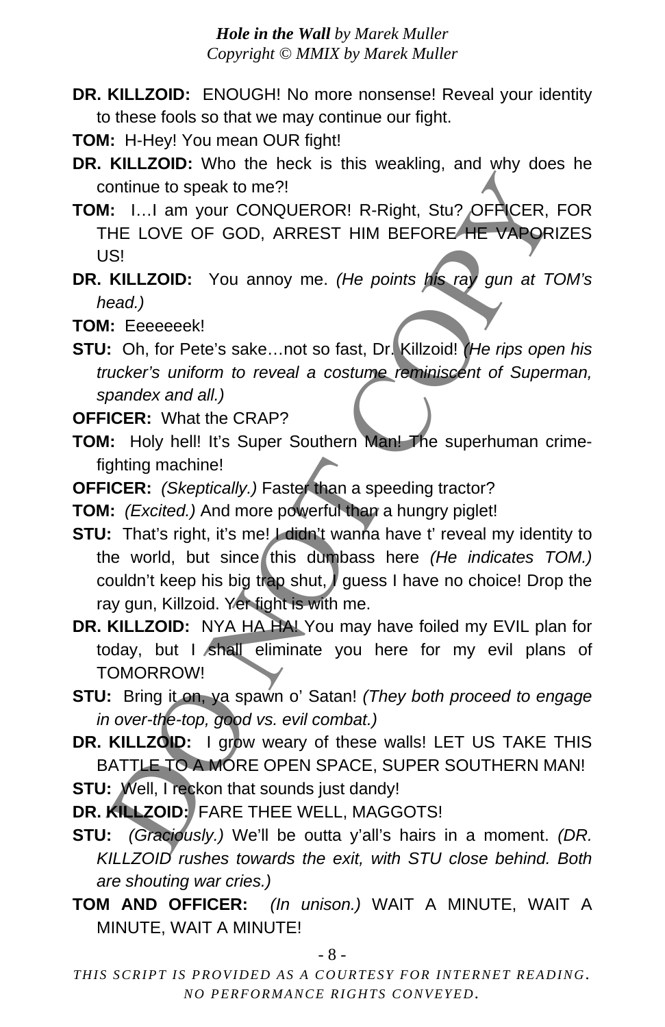**DR. KILLZOID:** ENOUGH! No more nonsense! Reveal your identity to these fools so that we may continue our fight.

**TOM:** H-Hey! You mean OUR fight!

**DR. KILLZOID:** Who the heck is this weakling, and why does he continue to speak to me?!

**TOM:** I…I am your CONQUEROR! R-Right, Stu? OFFICER, FOR THE LOVE OF GOD, ARREST HIM BEFORE HE VAPORIZES US!

**DR. KILLZOID:** You annoy me. *(He points his ray gun at TOM's head.)*

**TOM:** Eeeeeeek!

**STU:** Oh, for Pete's sake…not so fast, Dr. Killzoid! *(He rips open his trucker's uniform to reveal a costume reminiscent of Superman, spandex and all.)*

**OFFICER:** What the CRAP?

**TOM:** Holy hell! It's Super Southern Man! The superhuman crime-fighting machine!

**OFFICER:** *(Skeptically.)* Faster than a speeding tractor?

**TOM:** *(Excited.)* And more powerful than a hungry piglet!

**STU:** That's right, it's me! I didn't wanna have t' reveal my identity to the world, but since this dumbass here *(He indicates TOM.)* couldn't keep his big trap shut, I guess I have no choice! Drop the ray gun, Killzoid. Yer fight is with me.

**DR. KILLZOID:** NYA HA HA! You may have foiled my EVIL plan for today, but I shall eliminate you here for my evil plans of TOMORROW!

**STU:** Bring it on, ya spawn o' Satan! *(They both proceed to engage in over-the-top, good vs. evil combat.)*

**DR. KILLZOID:** I grow weary of these walls! LET US TAKE THIS BATTLE TO A MORE OPEN SPACE, SUPER SOUTHERN MAN!

**STU:** Well, I reckon that sounds just dandy!

**DR. KILLZOID:** FARE THEE WELL, MAGGOTS!

**STU:** *(Graciously.)* We'll be outta y'all's hairs in a moment. *(DR. KILLZOID rushes towards the exit, with STU close behind. Both are shouting war cries.)*

**TOM AND OFFICER:** *(In unison.)* WAIT A MINUTE, WAIT A MINUTE, WAIT A MINUTE!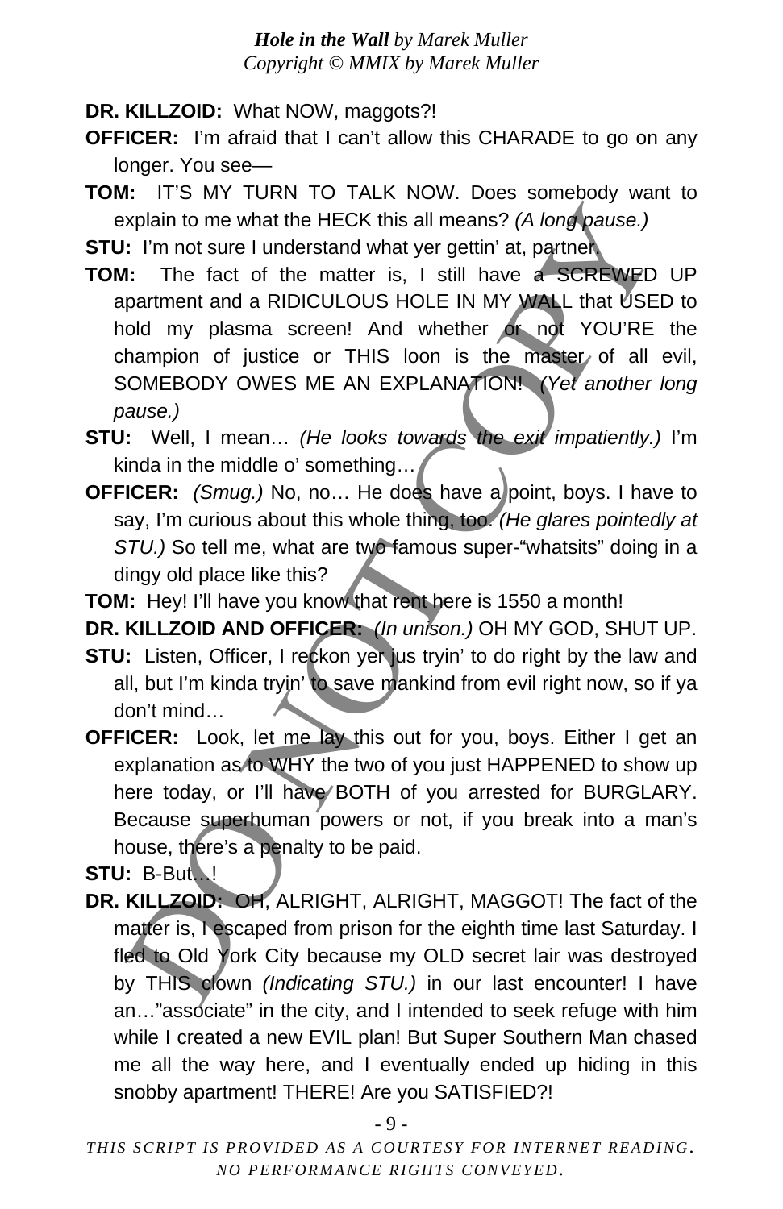**DR. KILLZOID:** What NOW, maggots?!

**OFFICER:** I'm afraid that I can't allow this CHARADE to go on any longer. You see—

**TOM:** IT'S MY TURN TO TALK NOW. Does somebody want to explain to me what the HECK this all means? *(A long pause.)*

**STU:** I'm not sure I understand what yer gettin' at, partner.

**TOM:** The fact of the matter is, I still have a SCREWED UP apartment and a RIDICULOUS HOLE IN MY WALL that USED to hold my plasma screen! And whether or not YOU'RE the champion of justice or THIS loon is the master of all evil, SOMEBODY OWES ME AN EXPLANATION! *(Yet another long pause.)*

**STU:** Well, I mean… *(He looks towards the exit impatiently.)* I'm kinda in the middle o' something…

**OFFICER:** *(Smug.)* No, no… He does have a point, boys. I have to say, I'm curious about this whole thing, too. *(He glares pointedly at STU.)* So tell me, what are two famous super-"whatsits" doing in a dingy old place like this?

**TOM:** Hey! I'll have you know that rent here is 1550 a month!

**DR. KILLZOID AND OFFICER:** *(In unison.)* OH MY GOD, SHUT UP.

**STU:** Listen, Officer, I reckon yer jus tryin' to do right by the law and all, but I'm kinda tryin' to save mankind from evil right now, so if ya don't mind…

**OFFICER:** Look, let me lay this out for you, boys. Either I get an explanation as to WHY the two of you just HAPPENED to show up here today, or I'll have BOTH of you arrested for BURGLARY. Because superhuman powers or not, if you break into a man's house, there's a penalty to be paid.

**STU:** B-But…!

**DR. KILLZOID:** OH, ALRIGHT, ALRIGHT, MAGGOT! The fact of the matter is, I escaped from prison for the eighth time last Saturday. I fled to Old York City because my OLD secret lair was destroyed by THIS clown *(Indicating STU.)* in our last encounter! I have an…"associate" in the city, and I intended to seek refuge with him while I created a new EVIL plan! But Super Southern Man chased me all the way here, and I eventually ended up hiding in this snobby apartment! THERE! Are you SATISFIED?!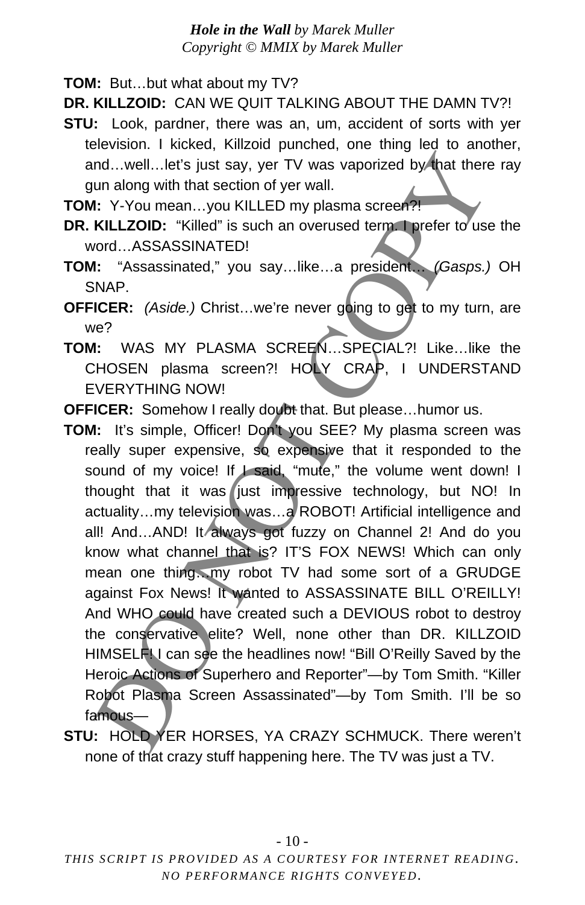**TOM:** But…but what about my TV?

**DR. KILLZOID:** CAN WE QUIT TALKING ABOUT THE DAMN TV?!

**STU:** Look, pardner, there was an, um, accident of sorts with yer television. I kicked, Killzoid punched, one thing led to another, and…well…let's just say, yer TV was vaporized by that there ray gun along with that section of yer wall.

**TOM:** Y-You mean…you KILLED my plasma screen?!

**DR. KILLZOID:** "Killed" is such an overused term. I prefer to use the word…ASSASSINATED!

**TOM:** "Assassinated," you say…like…a president… *(Gasps.)* OH SNAP.

**OFFICER:** *(Aside.)* Christ…we're never going to get to my turn, are we?

**TOM:** WAS MY PLASMA SCREEN…SPECIAL?! Like…like the CHOSEN plasma screen?! HOLY CRAP, I UNDERSTAND EVERYTHING NOW!

**OFFICER:** Somehow I really doubt that. But please…humor us.

**TOM:** It's simple, Officer! Don't you SEE? My plasma screen was really super expensive, so expensive that it responded to the sound of my voice! If I said, "mute," the volume went down! I thought that it was just impressive technology, but NO! In actuality…my television was…a ROBOT! Artificial intelligence and all! And…AND! It always got fuzzy on Channel 2! And do you know what channel that is? IT'S FOX NEWS! Which can only mean one thing…my robot TV had some sort of a GRUDGE against Fox News! It wanted to ASSASSINATE BILL O'REILLY! And WHO could have created such a DEVIOUS robot to destroy the conservative elite? Well, none other than DR. KILLZOID HIMSELF! I can see the headlines now! "Bill O'Reilly Saved by the Heroic Actions of Superhero and Reporter"—by Tom Smith. "Killer Robot Plasma Screen Assassinated"—by Tom Smith. I'll be so famous—

**STU:** HOLD YER HORSES, YA CRAZY SCHMUCK. There weren't none of that crazy stuff happening here. The TV was just a TV.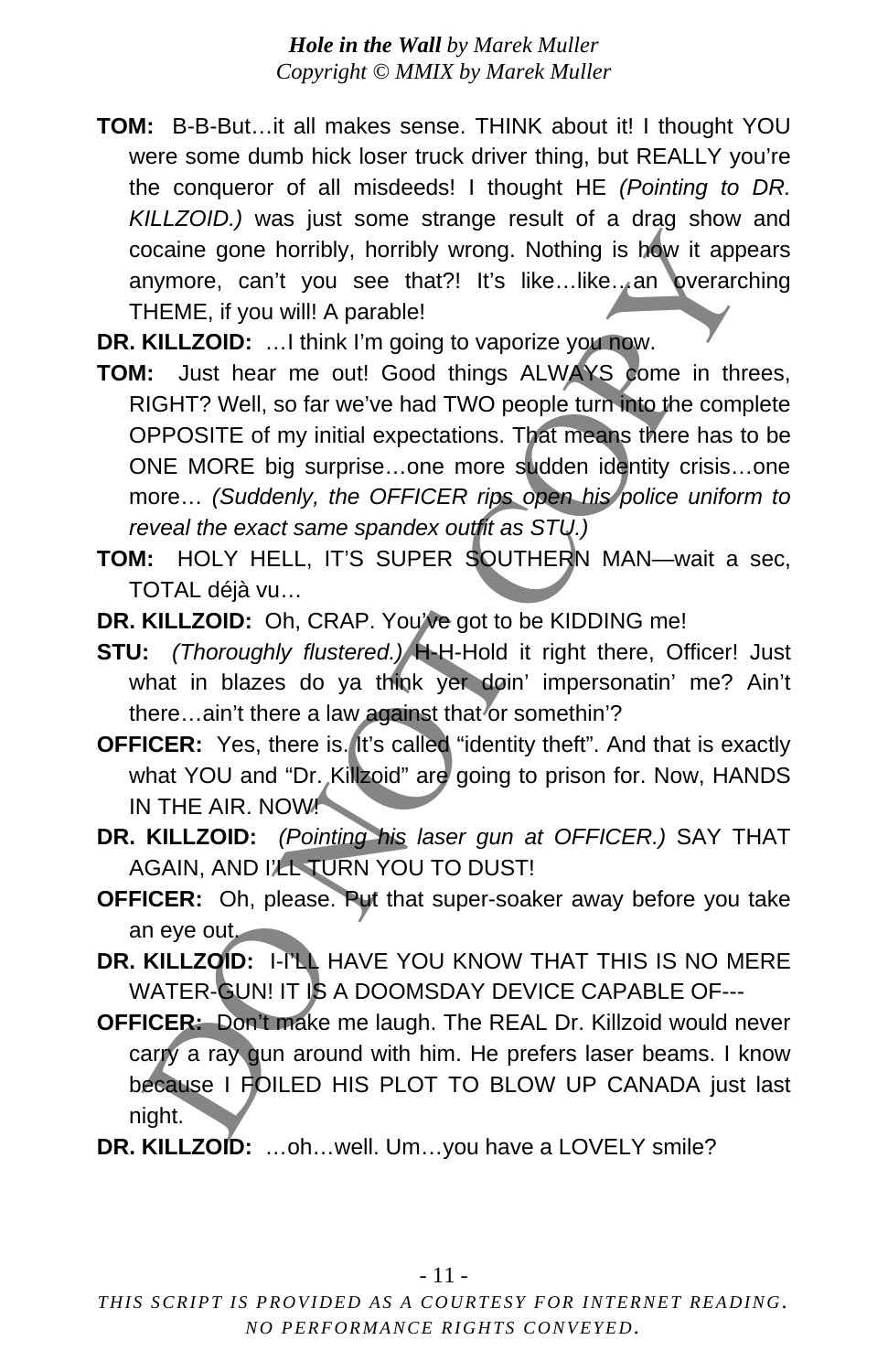**TOM:** B-B-But…it all makes sense. THINK about it! I thought YOU were some dumb hick loser truck driver thing, but REALLY you're the conqueror of all misdeeds! I thought HE *(Pointing to DR. KILLZOID.)* was just some strange result of a drag show and cocaine gone horribly, horribly wrong. Nothing is how it appears anymore, can't you see that?! It's like…like…an overarching THEME, if you will! A parable!

**DR. KILLZOID:** …I think I'm going to vaporize you now.

**TOM:** Just hear me out! Good things ALWAYS come in threes, RIGHT? Well, so far we've had TWO people turn into the complete OPPOSITE of my initial expectations. That means there has to be ONE MORE big surprise…one more sudden identity crisis…one more… *(Suddenly, the OFFICER rips open his police uniform to reveal the exact same spandex outfit as STU.)*

**TOM:** HOLY HELL, IT'S SUPER SOUTHERN MAN—wait a sec, TOTAL déjà vu…

**DR. KILLZOID:** Oh, CRAP. You've got to be KIDDING me!

**STU:** *(Thoroughly flustered.)* H-H-Hold it right there, Officer! Just what in blazes do ya think yer doin' impersonatin' me? Ain't there…ain't there a law against that or somethin'?

**OFFICER:** Yes, there is. It's called "identity theft". And that is exactly what YOU and "Dr. Killzoid" are going to prison for. Now, HANDS IN THE AIR. NOW!

**DR. KILLZOID:** *(Pointing his laser gun at OFFICER.)* SAY THAT AGAIN, AND I'LL TURN YOU TO DUST!

**OFFICER:** Oh, please. Put that super-soaker away before you take an eye out.

**DR. KILLZOID:** I-I'LL HAVE YOU KNOW THAT THIS IS NO MERE WATER-GUN! IT IS A DOOMSDAY DEVICE CAPABLE OF---

**OFFICER:** Don't make me laugh. The REAL Dr. Killzoid would never carry a ray gun around with him. He prefers laser beams. I know because I FOILED HIS PLOT TO BLOW UP CANADA just last night.

**DR. KILLZOID:** …oh…well. Um…you have a LOVELY smile?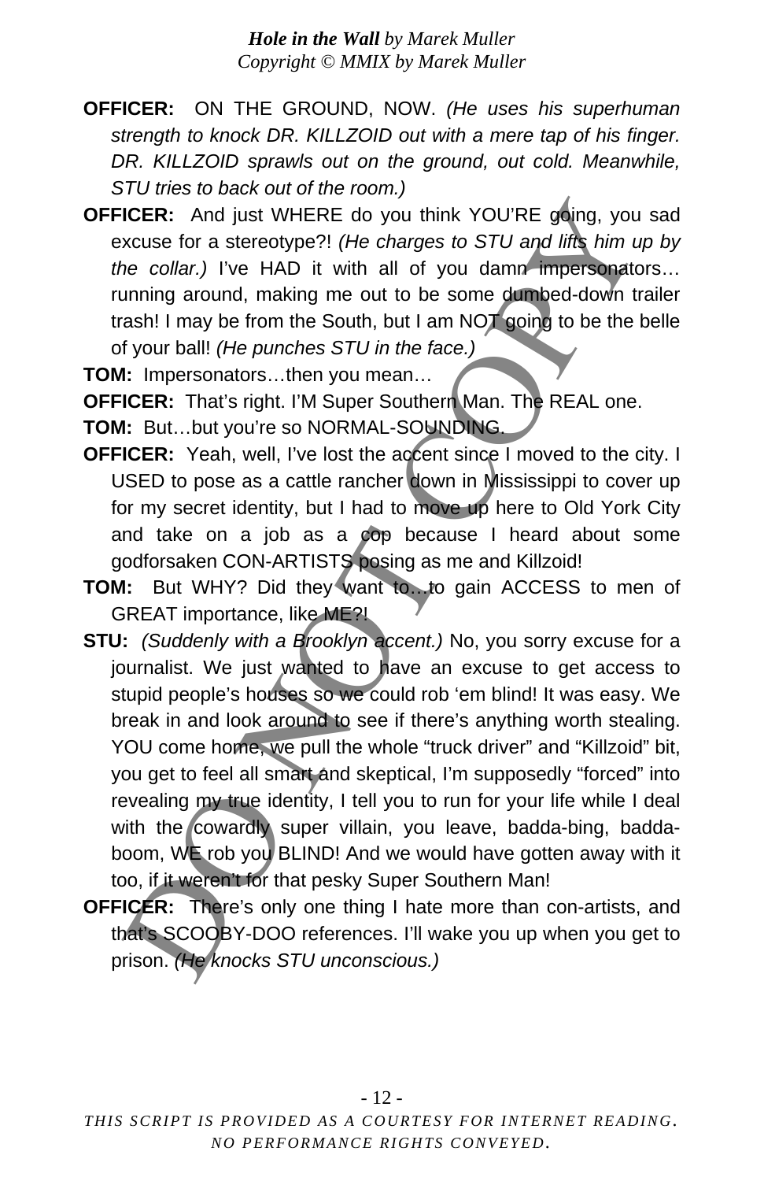**OFFICER:** ON THE GROUND, NOW. *(He uses his superhuman strength to knock DR. KILLZOID out with a mere tap of his finger. DR. KILLZOID sprawls out on the ground, out cold. Meanwhile, STU tries to back out of the room.)*

**OFFICER:** And just WHERE do you think YOU'RE going, you sad excuse for a stereotype?! *(He charges to STU and lifts him up by the collar.)* I've HAD it with all of you damn impersonators… running around, making me out to be some dumbed-down trailer trash! I may be from the South, but I am NOT going to be the belle of your ball! *(He punches STU in the face.)*

**TOM:** Impersonators…then you mean…

**OFFICER:** That's right. I'M Super Southern Man. The REAL one.

**TOM:** But…but you're so NORMAL-SOUNDING.

**OFFICER:** Yeah, well, I've lost the accent since I moved to the city. I USED to pose as a cattle rancher down in Mississippi to cover up for my secret identity, but I had to move up here to Old York City and take on a job as a cop because I heard about some godforsaken CON-ARTISTS posing as me and Killzoid!

**TOM:** But WHY? Did they want to…to gain ACCESS to men of GREAT importance, like ME?!

**STU:** *(Suddenly with a Brooklyn accent.)* No, you sorry excuse for a journalist. We just wanted to have an excuse to get access to stupid people's houses so we could rob 'em blind! It was easy. We break in and look around to see if there's anything worth stealing. YOU come home, we pull the whole "truck driver" and "Killzoid" bit, you get to feel all smart and skeptical, I'm supposedly "forced" into revealing my true identity, I tell you to run for your life while I deal with the cowardly super villain, you leave, badda-bing, badda-boom, WE rob you BLIND! And we would have gotten away with it too, if it weren't for that pesky Super Southern Man!

**OFFICER:** There's only one thing I hate more than con-artists, and that's SCOOBY-DOO references. I'll wake you up when you get to prison. *(He knocks STU unconscious.)*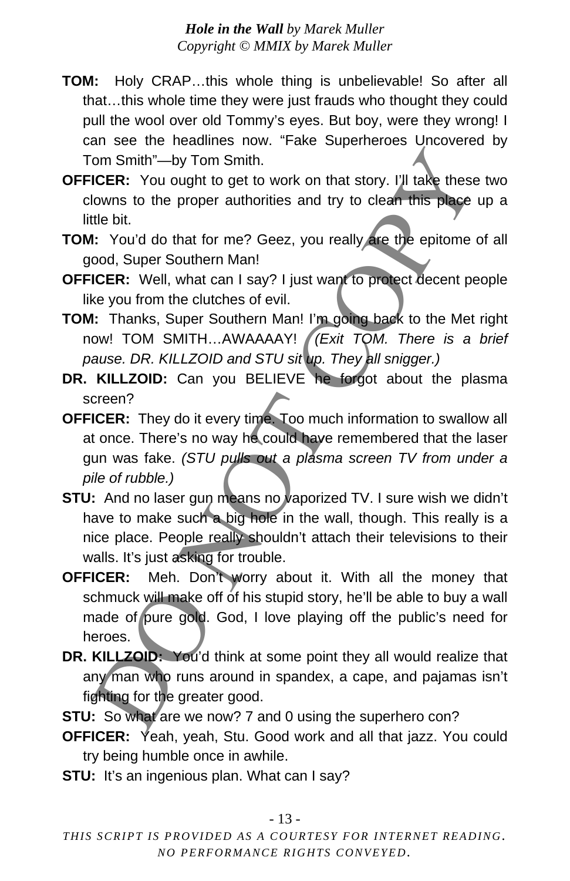**TOM:** Holy CRAP…this whole thing is unbelievable! So after all that…this whole time they were just frauds who thought they could pull the wool over old Tommy's eyes. But boy, were they wrong! I can see the headlines now. "Fake Superheroes Uncovered by Tom Smith"—by Tom Smith.

**OFFICER:** You ought to get to work on that story. I'll take these two clowns to the proper authorities and try to clean this place up a little bit.

**TOM:** You'd do that for me? Geez, you really are the epitome of all good, Super Southern Man!

**OFFICER:** Well, what can I say? I just want to protect decent people like you from the clutches of evil.

**TOM:** Thanks, Super Southern Man! I'm going back to the Met right now! TOM SMITH…AWAAAAY! *(Exit TOM. There is a brief pause. DR. KILLZOID and STU sit up. They all snigger.)*

**DR. KILLZOID:** Can you BELIEVE he forgot about the plasma screen?

**OFFICER:** They do it every time. Too much information to swallow all at once. There's no way he could have remembered that the laser gun was fake. *(STU pulls out a plasma screen TV from under a pile of rubble.)*

**STU:** And no laser gun means no vaporized TV. I sure wish we didn't have to make such a big hole in the wall, though. This really is a nice place. People really shouldn't attach their televisions to their walls. It's just asking for trouble.

**OFFICER:** Meh. Don't worry about it. With all the money that schmuck will make off of his stupid story, he'll be able to buy a wall made of pure gold. God, I love playing off the public's need for heroes.

**DR. KILLZOID:** You'd think at some point they all would realize that any man who runs around in spandex, a cape, and pajamas isn't fighting for the greater good.

**STU:** So what are we now? 7 and 0 using the superhero con?

**OFFICER:** Yeah, yeah, Stu. Good work and all that jazz. You could try being humble once in awhile.

**STU:** It's an ingenious plan. What can I say?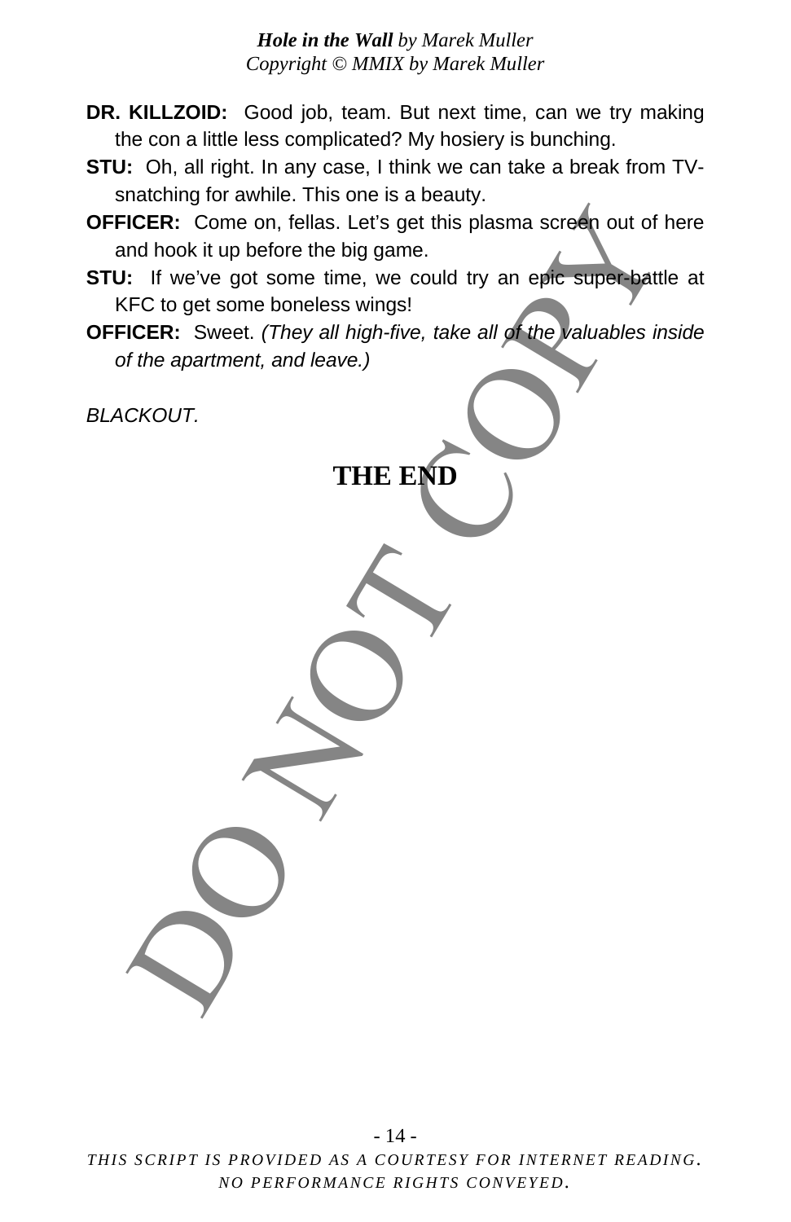**DR. KILLZOID:** Good job, team. But next time, can we try making the con a little less complicated? My hosiery is bunching.

**STU:** Oh, all right. In any case, I think we can take a break from TV-snatching for awhile. This one is a beauty.

**OFFICER:** Come on, fellas. Let's get this plasma screen out of here and hook it up before the big game.

**STU:** If we've got some time, we could try an epic super-battle at KFC to get some boneless wings!

**OFFICER:** Sweet. *(They all high-five, take all of the valuables inside of the apartment, and leave.)*

*BLACKOUT.*

**THE END**

DO NOT COPY

*THIS SCRIPT IS PROVIDED AS A COURTESY FOR INTERNET READING. NO PERFORMANCE RIGHTS CONVEYED.*